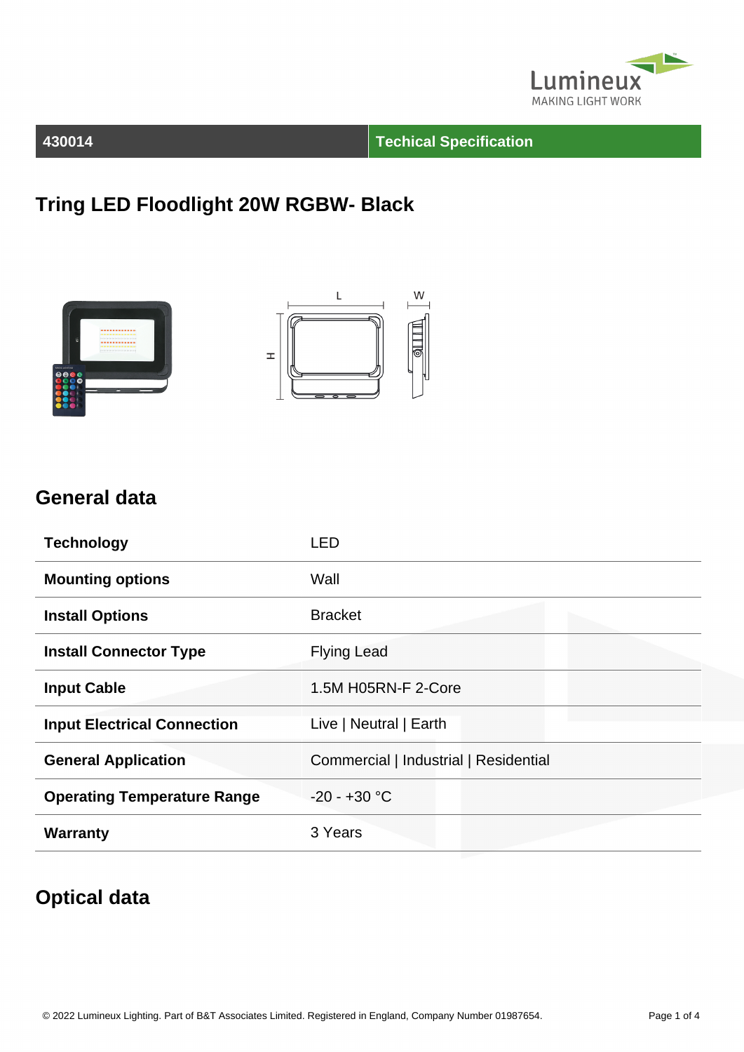| 430014 | Techical Specification |
|---|---|

# Tring LED Floodlight 20W RGBW- Black

## General data

| | |
|---|---|
| **Technology** | LED |
| **Mounting options** | Wall |
| **Install Options** | Bracket |
| **Install Connector Type** | Flying Lead |
| **Input Cable** | 1.5M H05RN-F 2-Core |
| **Input Electrical Connection** | Live \| Neutral \| Earth |
| **General Application** | Commercial \| Industrial \| Residential |
| **Operating Temperature Range** | -20 - +30 °C |
| **Warranty** | 3 Years |

## Optical data

© 2022 Lumineux Lighting. Part of B&T Associates Limited. Registered in England, Company Number 01987654.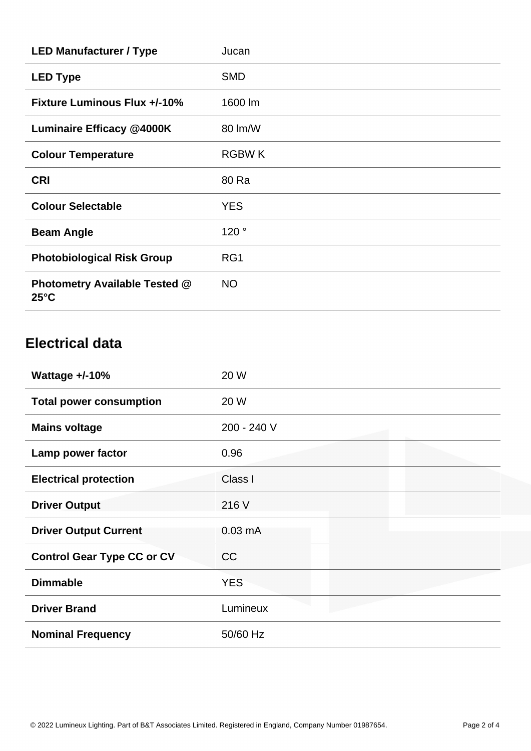| | |
|---|---|
| **LED Manufacturer / Type** | Jucan |
| **LED Type** | SMD |
| **Fixture Luminous Flux +/-10%** | 1600 lm |
| **Luminaire Efficacy @4000K** | 80 lm/W |
| **Colour Temperature** | RGBW K |
| **CRI** | 80 Ra |
| **Colour Selectable** | YES |
| **Beam Angle** | 120 ° |
| **Photobiological Risk Group** | RG1 |
| **Photometry Available Tested @ 25°C** | NO |

## Electrical data

| | |
|---|---|
| **Wattage +/-10%** | 20 W |
| **Total power consumption** | 20 W |
| **Mains voltage** | 200 - 240 V |
| **Lamp power factor** | 0.96 |
| **Electrical protection** | Class I |
| **Driver Output** | 216 V |
| **Driver Output Current** | 0.03 mA |
| **Control Gear Type CC or CV** | CC |
| **Dimmable** | YES |
| **Driver Brand** | Lumineux |
| **Nominal Frequency** | 50/60 Hz |

© 2022 Lumineux Lighting. Part of B&T Associates Limited. Registered in England, Company Number 01987654.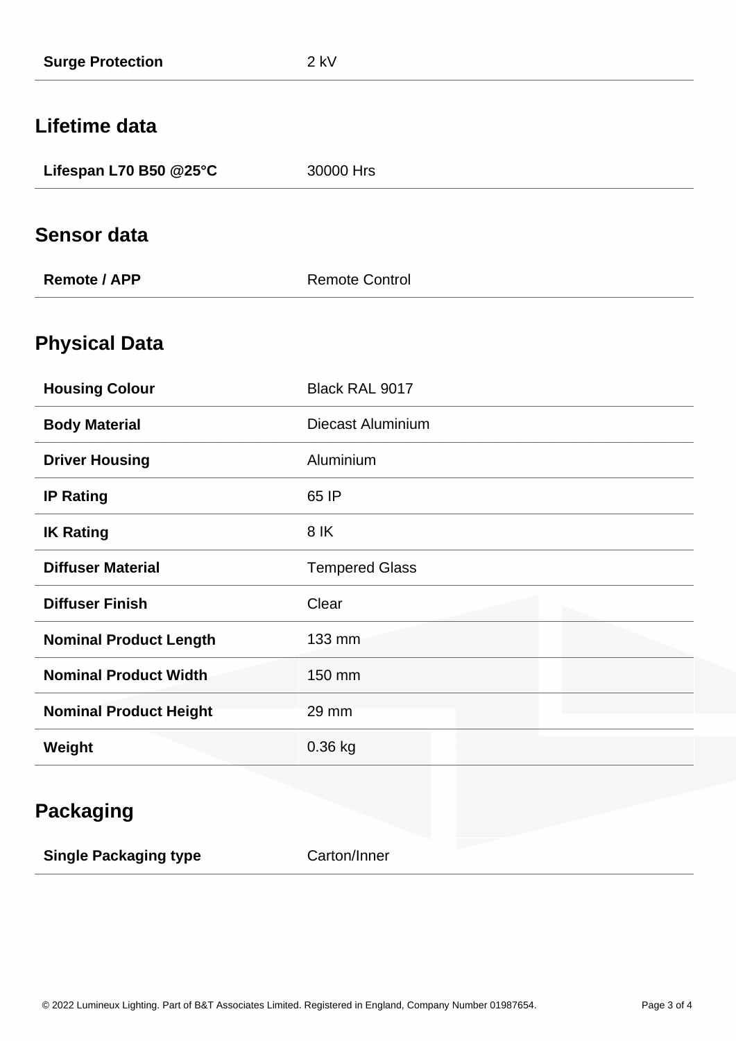| Surge Protection | 2 kV |
| --- | --- |

## Lifetime data

| Lifespan L70 B50 @25°C | 30000 Hrs |
| --- | --- |

## Sensor data

| Remote / APP | Remote Control |
| --- | --- |

## Physical Data

| Housing Colour | Black RAL 9017 |
| --- | --- |
| Body Material | Diecast Aluminium |
| Driver Housing | Aluminium |
| IP Rating | 65 IP |
| IK Rating | 8 IK |
| Diffuser Material | Tempered Glass |
| Diffuser Finish | Clear |
| Nominal Product Length | 133 mm |
| Nominal Product Width | 150 mm |
| Nominal Product Height | 29 mm |
| Weight | 0.36 kg |

## Packaging

| Single Packaging type | Carton/Inner |
| --- | --- |

© 2022 Lumineux Lighting. Part of B&T Associates Limited. Registered in England, Company Number 01987654.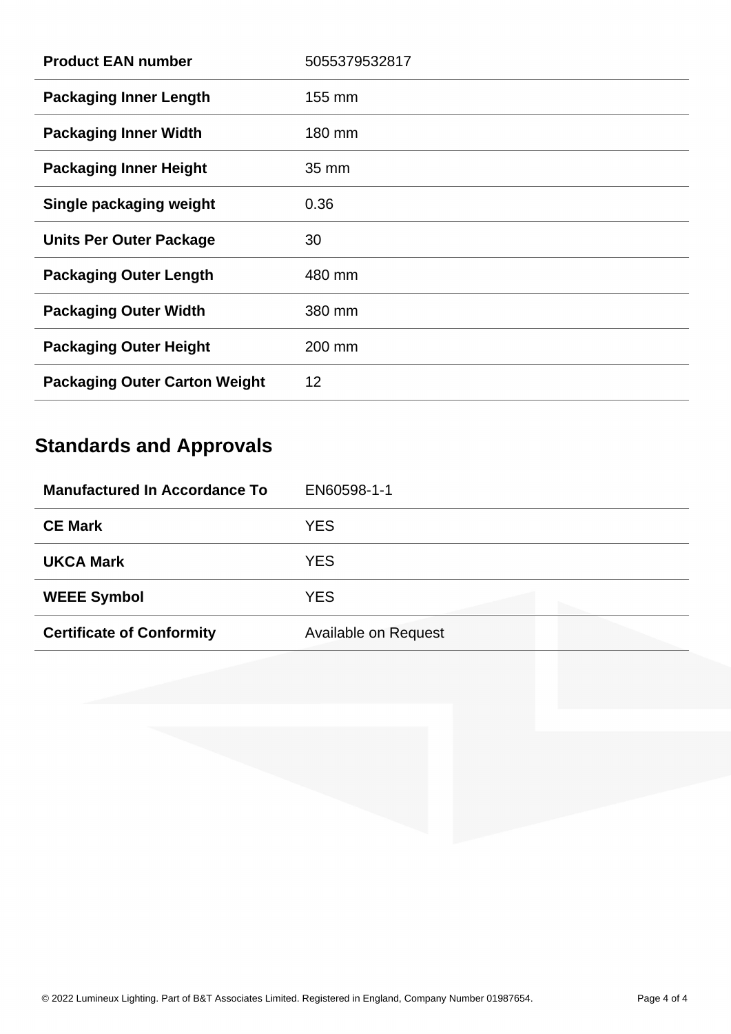| | |
|---|---|
| **Product EAN number** | 5055379532817 |
| **Packaging Inner Length** | 155 mm |
| **Packaging Inner Width** | 180 mm |
| **Packaging Inner Height** | 35 mm |
| **Single packaging weight** | 0.36 |
| **Units Per Outer Package** | 30 |
| **Packaging Outer Length** | 480 mm |
| **Packaging Outer Width** | 380 mm |
| **Packaging Outer Height** | 200 mm |
| **Packaging Outer Carton Weight** | 12 |

## Standards and Approvals

| | |
|---|---|
| **Manufactured In Accordance To** | EN60598-1-1 |
| **CE Mark** | YES |
| **UKCA Mark** | YES |
| **WEEE Symbol** | YES |
| **Certificate of Conformity** | Available on Request |

© 2022 Lumineux Lighting. Part of B&T Associates Limited. Registered in England, Company Number 01987654.